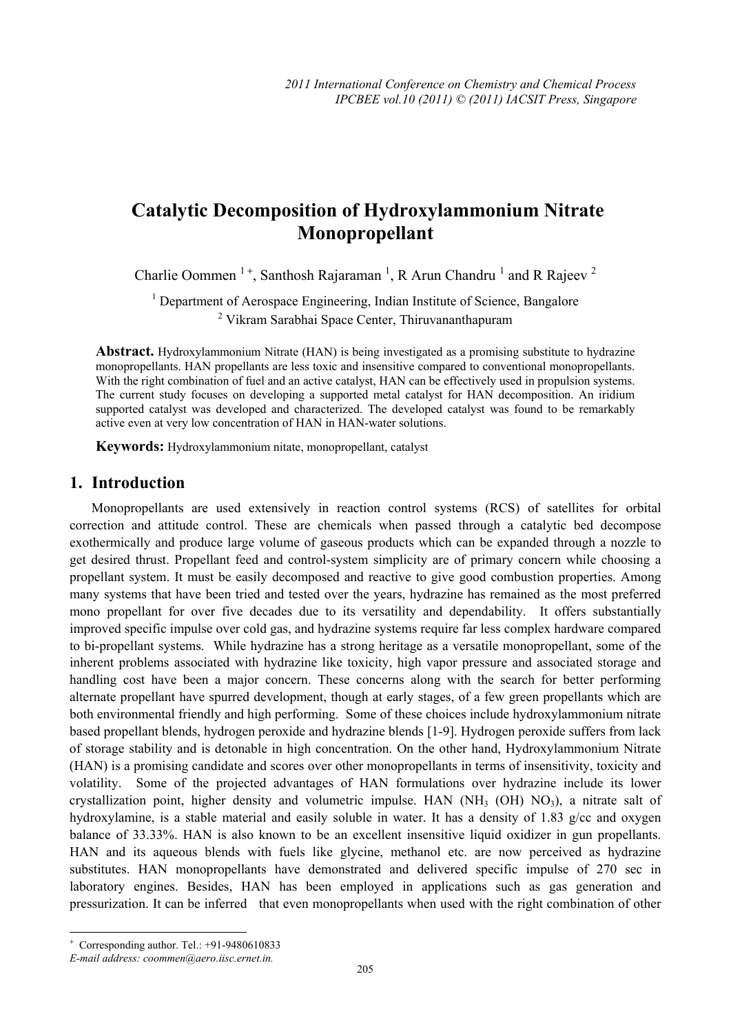# Catalytic Decomposition of Hydroxylammonium Nitrate Monopropellant

Charlie Oommen [1 +], Santhosh Rajaraman [1], R Arun Chandru [1] and R Rajeev [2]

[1] Department of Aerospace Engineering, Indian Institute of Science, Bangalore
[2] Vikram Sarabhai Space Center, Thiruvananthapuram

**Abstract.** Hydroxylammonium Nitrate (HAN) is being investigated as a promising substitute to hydrazine monopropellants. HAN propellants are less toxic and insensitive compared to conventional monopropellants. With the right combination of fuel and an active catalyst, HAN can be effectively used in propulsion systems. The current study focuses on developing a supported metal catalyst for HAN decomposition. An iridium supported catalyst was developed and characterized. The developed catalyst was found to be remarkably active even at very low concentration of HAN in HAN-water solutions.

**Keywords:** Hydroxylammonium nitate, monopropellant, catalyst

## 1. Introduction

Monopropellants are used extensively in reaction control systems (RCS) of satellites for orbital correction and attitude control. These are chemicals when passed through a catalytic bed decompose exothermically and produce large volume of gaseous products which can be expanded through a nozzle to get desired thrust. Propellant feed and control-system simplicity are of primary concern while choosing a propellant system. It must be easily decomposed and reactive to give good combustion properties. Among many systems that have been tried and tested over the years, hydrazine has remained as the most preferred mono propellant for over five decades due to its versatility and dependability. It offers substantially improved specific impulse over cold gas, and hydrazine systems require far less complex hardware compared to bi-propellant systems. While hydrazine has a strong heritage as a versatile monopropellant, some of the inherent problems associated with hydrazine like toxicity, high vapor pressure and associated storage and handling cost have been a major concern. These concerns along with the search for better performing alternate propellant have spurred development, though at early stages, of a few green propellants which are both environmental friendly and high performing. Some of these choices include hydroxylammonium nitrate based propellant blends, hydrogen peroxide and hydrazine blends [1-9]. Hydrogen peroxide suffers from lack of storage stability and is detonable in high concentration. On the other hand, Hydroxylammonium Nitrate (HAN) is a promising candidate and scores over other monopropellants in terms of insensitivity, toxicity and volatility. Some of the projected advantages of HAN formulations over hydrazine include its lower crystallization point, higher density and volumetric impulse. HAN ($NH_3$ (OH) $NO_3$), a nitrate salt of hydroxylamine, is a stable material and easily soluble in water. It has a density of 1.83 g/cc and oxygen balance of 33.33%. HAN is also known to be an excellent insensitive liquid oxidizer in gun propellants. HAN and its aqueous blends with fuels like glycine, methanol etc. are now perceived as hydrazine substitutes. HAN monopropellants have demonstrated and delivered specific impulse of 270 sec in laboratory engines. Besides, HAN has been employed in applications such as gas generation and pressurization. It can be inferred that even monopropellants when used with the right combination of other

+ Corresponding author. Tel.: +91-9480610833
*E-mail address: coommen@aero.iisc.ernet.in.*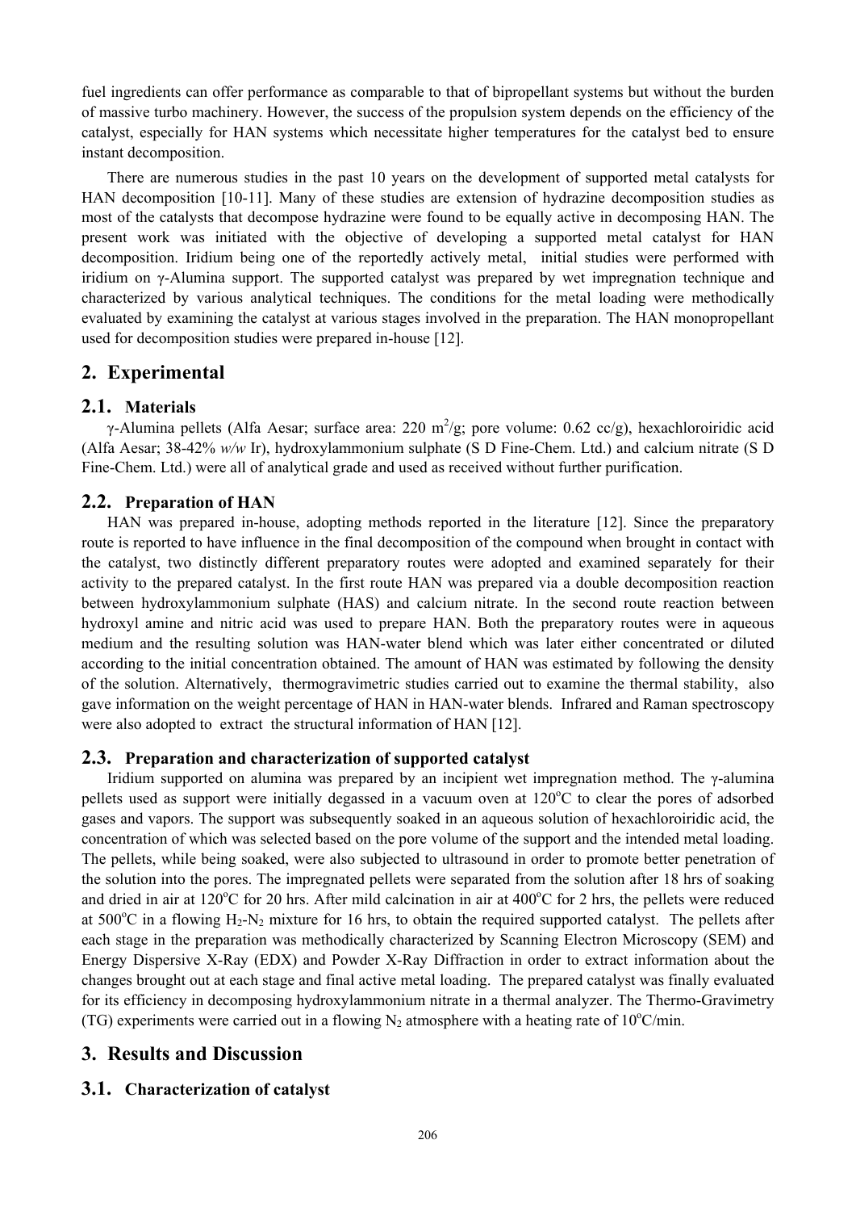fuel ingredients can offer performance as comparable to that of bipropellant systems but without the burden of massive turbo machinery. However, the success of the propulsion system depends on the efficiency of the catalyst, especially for HAN systems which necessitate higher temperatures for the catalyst bed to ensure instant decomposition.

There are numerous studies in the past 10 years on the development of supported metal catalysts for HAN decomposition [10-11]. Many of these studies are extension of hydrazine decomposition studies as most of the catalysts that decompose hydrazine were found to be equally active in decomposing HAN. The present work was initiated with the objective of developing a supported metal catalyst for HAN decomposition. Iridium being one of the reportedly actively metal, initial studies were performed with iridium on γ-Alumina support. The supported catalyst was prepared by wet impregnation technique and characterized by various analytical techniques. The conditions for the metal loading were methodically evaluated by examining the catalyst at various stages involved in the preparation. The HAN monopropellant used for decomposition studies were prepared in-house [12].

## 2. Experimental

### 2.1. Materials

γ-Alumina pellets (Alfa Aesar; surface area: 220 $m^2/g$; pore volume: 0.62 cc/g), hexachloroiridic acid (Alfa Aesar; 38-42% *w/w* Ir), hydroxylammonium sulphate (S D Fine-Chem. Ltd.) and calcium nitrate (S D Fine-Chem. Ltd.) were all of analytical grade and used as received without further purification.

### 2.2. Preparation of HAN

HAN was prepared in-house, adopting methods reported in the literature [12]. Since the preparatory route is reported to have influence in the final decomposition of the compound when brought in contact with the catalyst, two distinctly different preparatory routes were adopted and examined separately for their activity to the prepared catalyst. In the first route HAN was prepared via a double decomposition reaction between hydroxylammonium sulphate (HAS) and calcium nitrate. In the second route reaction between hydroxyl amine and nitric acid was used to prepare HAN. Both the preparatory routes were in aqueous medium and the resulting solution was HAN-water blend which was later either concentrated or diluted according to the initial concentration obtained. The amount of HAN was estimated by following the density of the solution. Alternatively, thermogravimetric studies carried out to examine the thermal stability, also gave information on the weight percentage of HAN in HAN-water blends. Infrared and Raman spectroscopy were also adopted to extract the structural information of HAN [12].

### 2.3. Preparation and characterization of supported catalyst

Iridium supported on alumina was prepared by an incipient wet impregnation method. The γ-alumina pellets used as support were initially degassed in a vacuum oven at 120°C to clear the pores of adsorbed gases and vapors. The support was subsequently soaked in an aqueous solution of hexachloroiridic acid, the concentration of which was selected based on the pore volume of the support and the intended metal loading. The pellets, while being soaked, were also subjected to ultrasound in order to promote better penetration of the solution into the pores. The impregnated pellets were separated from the solution after 18 hrs of soaking and dried in air at 120°C for 20 hrs. After mild calcination in air at 400°C for 2 hrs, the pellets were reduced at 500°C in a flowing $H_2$-$N_2$ mixture for 16 hrs, to obtain the required supported catalyst. The pellets after each stage in the preparation was methodically characterized by Scanning Electron Microscopy (SEM) and Energy Dispersive X-Ray (EDX) and Powder X-Ray Diffraction in order to extract information about the changes brought out at each stage and final active metal loading. The prepared catalyst was finally evaluated for its efficiency in decomposing hydroxylammonium nitrate in a thermal analyzer. The Thermo-Gravimetry (TG) experiments were carried out in a flowing $N_2$ atmosphere with a heating rate of 10°C/min.

## 3. Results and Discussion

### 3.1. Characterization of catalyst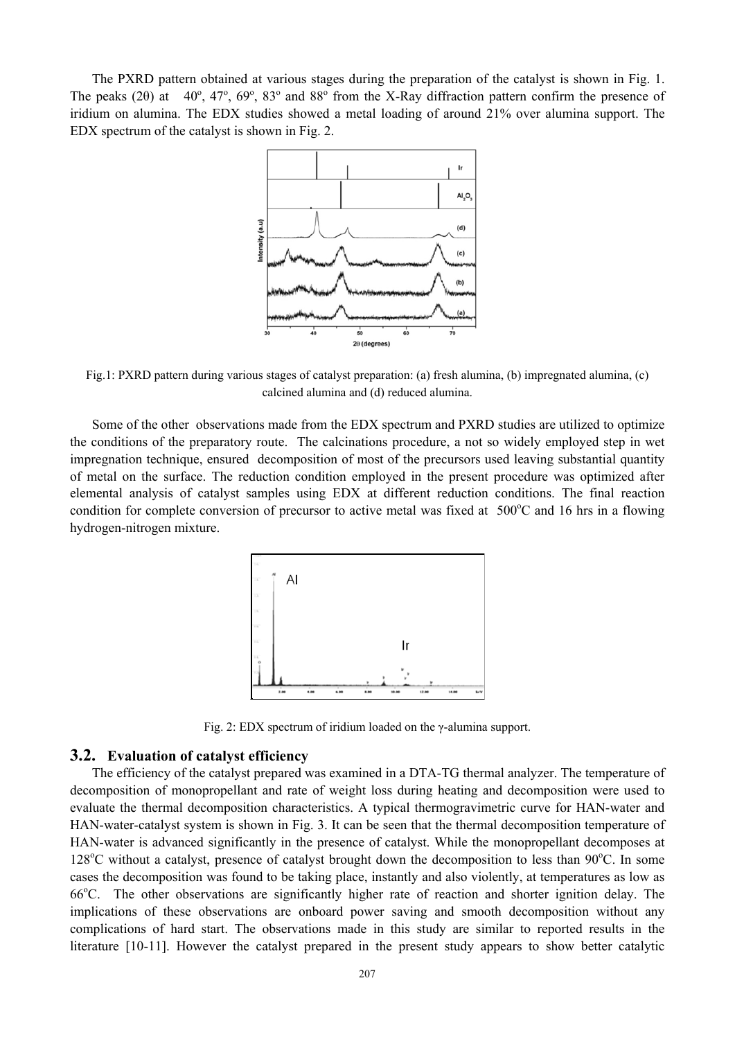The PXRD pattern obtained at various stages during the preparation of the catalyst is shown in Fig. 1. The peaks (2θ) at 40º, 47º, 69º, 83º and 88º from the X-Ray diffraction pattern confirm the presence of iridium on alumina. The EDX studies showed a metal loading of around 21% over alumina support. The EDX spectrum of the catalyst is shown in Fig. 2.

Fig.1: PXRD pattern during various stages of catalyst preparation: (a) fresh alumina, (b) impregnated alumina, (c) calcined alumina and (d) reduced alumina.

Some of the other observations made from the EDX spectrum and PXRD studies are utilized to optimize the conditions of the preparatory route. The calcinations procedure, a not so widely employed step in wet impregnation technique, ensured decomposition of most of the precursors used leaving substantial quantity of metal on the surface. The reduction condition employed in the present procedure was optimized after elemental analysis of catalyst samples using EDX at different reduction conditions. The final reaction condition for complete conversion of precursor to active metal was fixed at 500$^{o}$C and 16 hrs in a flowing hydrogen-nitrogen mixture.

Fig. 2: EDX spectrum of iridium loaded on the γ-alumina support.

## 3.2. Evaluation of catalyst efficiency

The efficiency of the catalyst prepared was examined in a DTA-TG thermal analyzer. The temperature of decomposition of monopropellant and rate of weight loss during heating and decomposition were used to evaluate the thermal decomposition characteristics. A typical thermogravimetric curve for HAN-water and HAN-water-catalyst system is shown in Fig. 3. It can be seen that the thermal decomposition temperature of HAN-water is advanced significantly in the presence of catalyst. While the monopropellant decomposes at 128$^{o}$C without a catalyst, presence of catalyst brought down the decomposition to less than 90$^{o}$C. In some cases the decomposition was found to be taking place, instantly and also violently, at temperatures as low as 66$^{o}$C. The other observations are significantly higher rate of reaction and shorter ignition delay. The implications of these observations are onboard power saving and smooth decomposition without any complications of hard start. The observations made in this study are similar to reported results in the literature [10-11]. However the catalyst prepared in the present study appears to show better catalytic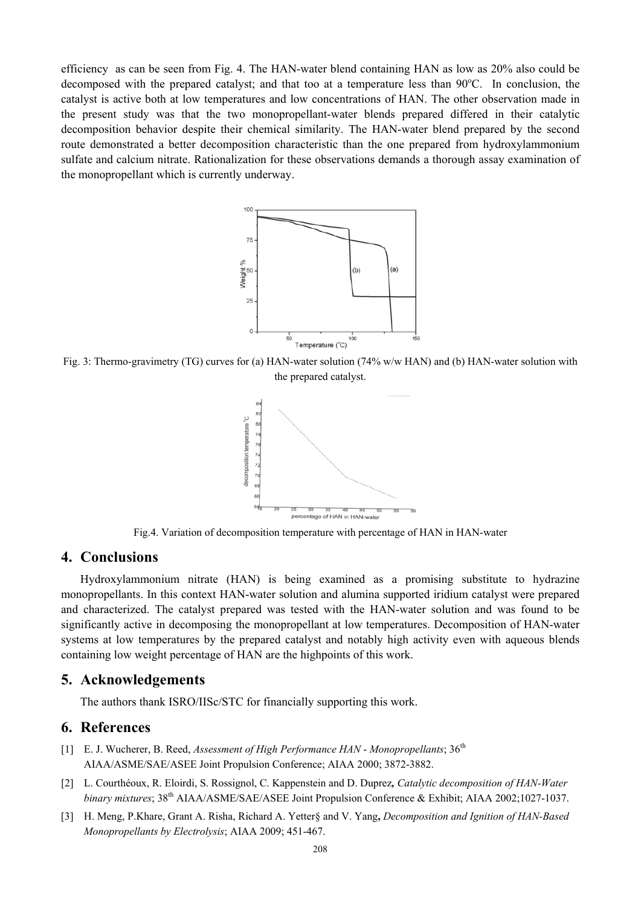efficiency as can be seen from Fig. 4. The HAN-water blend containing HAN as low as 20% also could be decomposed with the prepared catalyst; and that too at a temperature less than 90°C. In conclusion, the catalyst is active both at low temperatures and low concentrations of HAN. The other observation made in the present study was that the two monopropellant-water blends prepared differed in their catalytic decomposition behavior despite their chemical similarity. The HAN-water blend prepared by the second route demonstrated a better decomposition characteristic than the one prepared from hydroxylammonium sulfate and calcium nitrate. Rationalization for these observations demands a thorough assay examination of the monopropellant which is currently underway.

Fig. 3: Thermo-gravimetry (TG) curves for (a) HAN-water solution (74% w/w HAN) and (b) HAN-water solution with the prepared catalyst.

Fig.4. Variation of decomposition temperature with percentage of HAN in HAN-water

## 4. Conclusions

Hydroxylammonium nitrate (HAN) is being examined as a promising substitute to hydrazine monopropellants. In this context HAN-water solution and alumina supported iridium catalyst were prepared and characterized. The catalyst prepared was tested with the HAN-water solution and was found to be significantly active in decomposing the monopropellant at low temperatures. Decomposition of HAN-water systems at low temperatures by the prepared catalyst and notably high activity even with aqueous blends containing low weight percentage of HAN are the highpoints of this work.

## 5. Acknowledgements

The authors thank ISRO/IISc/STC for financially supporting this work.

## 6. References

[1] E. J. Wucherer, B. Reed, *Assessment of High Performance HAN - Monopropellants*; 36th AIAA/ASME/SAE/ASEE Joint Propulsion Conference; AIAA 2000; 3872-3882.

[2] L. Courthéoux, R. Eloirdi, S. Rossignol, C. Kappenstein and D. Duprez, *Catalytic decomposition of HAN-Water binary mixtures*; 38th AIAA/ASME/SAE/ASEE Joint Propulsion Conference & Exhibit; AIAA 2002;1027-1037.

[3] H. Meng, P.Khare, Grant A. Risha, Richard A. Yetter§ and V. Yang, *Decomposition and Ignition of HAN-Based Monopropellants by Electrolysis*; AIAA 2009; 451-467.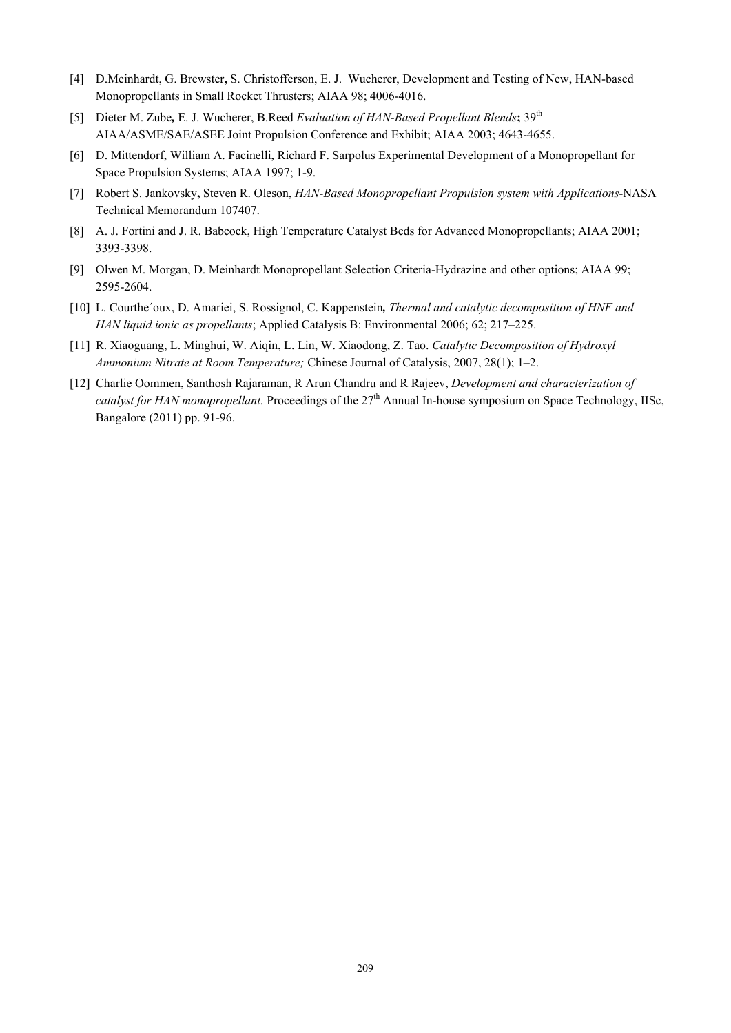[4] D.Meinhardt, G. Brewster**,** S. Christofferson, E. J. Wucherer, Development and Testing of New, HAN-based Monopropellants in Small Rocket Thrusters; AIAA 98; 4006-4016.

[5] Dieter M. Zube**,** E. J. Wucherer, B.Reed *Evaluation of HAN-Based Propellant Blends***;** 39th AIAA/ASME/SAE/ASEE Joint Propulsion Conference and Exhibit; AIAA 2003; 4643-4655.

[6] D. Mittendorf, William A. Facinelli, Richard F. Sarpolus Experimental Development of a Monopropellant for Space Propulsion Systems; AIAA 1997; 1-9.

[7] Robert S. Jankovsky**,** Steven R. Oleson, *HAN-Based Monopropellant Propulsion system with Applications*-NASA Technical Memorandum 107407.

[8] A. J. Fortini and J. R. Babcock, High Temperature Catalyst Beds for Advanced Monopropellants; AIAA 2001; 3393-3398.

[9] Olwen M. Morgan, D. Meinhardt Monopropellant Selection Criteria-Hydrazine and other options; AIAA 99; 2595-2604.

[10] L. Courthe´oux, D. Amariei, S. Rossignol, C. Kappenstein**,** *Thermal and catalytic decomposition of HNF and HAN liquid ionic as propellants*; Applied Catalysis B: Environmental 2006; 62; 217–225.

[11] R. Xiaoguang, L. Minghui, W. Aiqin, L. Lin, W. Xiaodong, Z. Tao. *Catalytic Decomposition of Hydroxyl Ammonium Nitrate at Room Temperature;* Chinese Journal of Catalysis, 2007, 28(1); 1–2.

[12] Charlie Oommen, Santhosh Rajaraman, R Arun Chandru and R Rajeev, *Development and characterization of catalyst for HAN monopropellant.* Proceedings of the 27th Annual In-house symposium on Space Technology, IISc, Bangalore (2011) pp. 91-96.